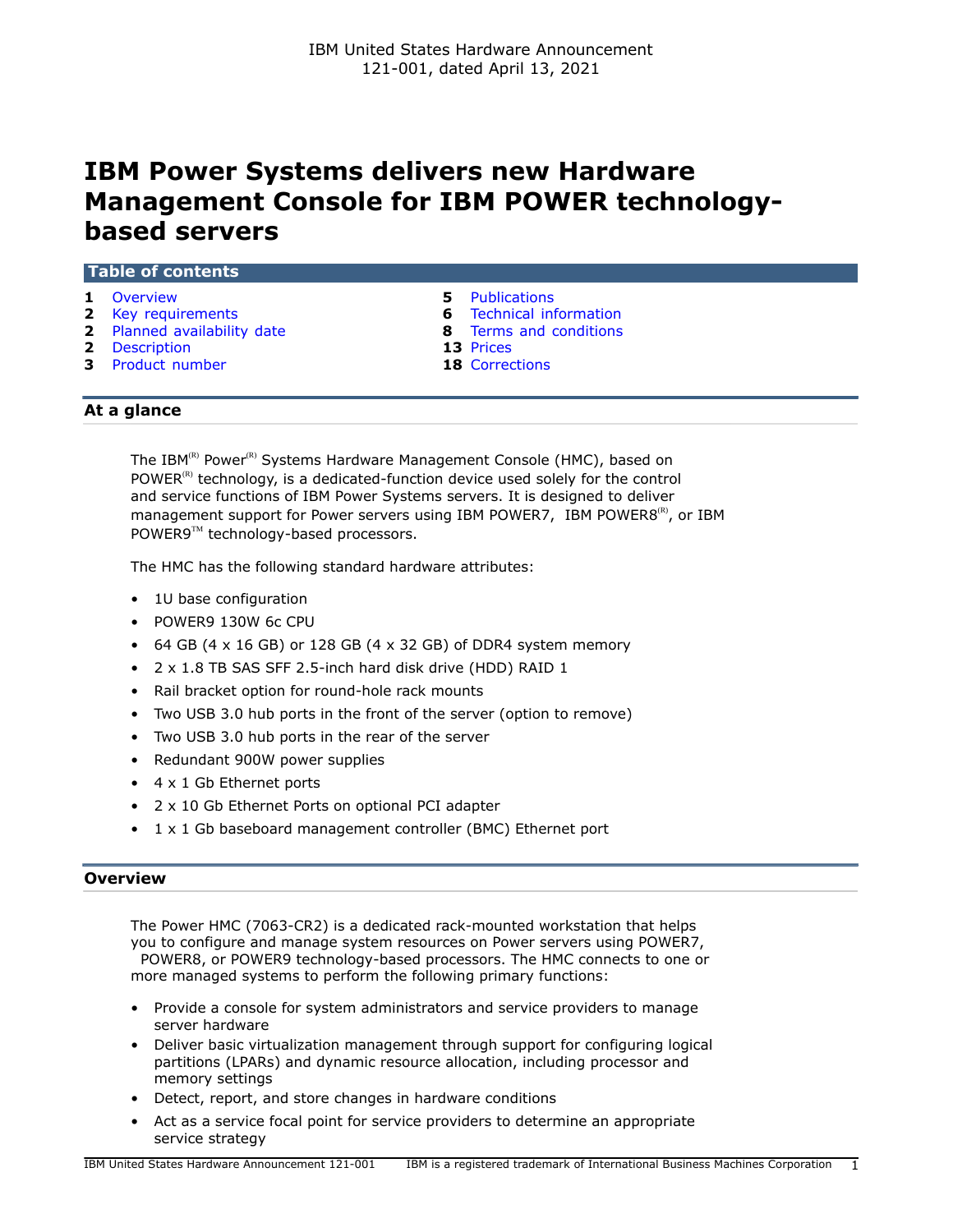IBM United States Hardware Announcement 121-001, dated April 13, 2021

# IBM Power Systems delivers new Hardware Management Console for IBM POWER technology-based servers

## Table of contents

| | | | |
|---|---|---|---|
| 1 | Overview | 5 | Publications |
| 2 | Key requirements | 6 | Technical information |
| 2 | Planned availability date | 8 | Terms and conditions |
| 2 | Description | 13 | Prices |
| 3 | Product number | 18 | Corrections |

## At a glance

The IBM(R) Power(R) Systems Hardware Management Console (HMC), based on POWER(R) technology, is a dedicated-function device used solely for the control and service functions of IBM Power Systems servers. It is designed to deliver management support for Power servers using IBM POWER7, IBM POWER8(R), or IBM POWER9(TM) technology-based processors.

The HMC has the following standard hardware attributes:

- 1U base configuration
- POWER9 130W 6c CPU
- 64 GB (4 x 16 GB) or 128 GB (4 x 32 GB) of DDR4 system memory
- 2 x 1.8 TB SAS SFF 2.5-inch hard disk drive (HDD) RAID 1
- Rail bracket option for round-hole rack mounts
- Two USB 3.0 hub ports in the front of the server (option to remove)
- Two USB 3.0 hub ports in the rear of the server
- Redundant 900W power supplies
- 4 x 1 Gb Ethernet ports
- 2 x 10 Gb Ethernet Ports on optional PCI adapter
- 1 x 1 Gb baseboard management controller (BMC) Ethernet port

## Overview

The Power HMC (7063-CR2) is a dedicated rack-mounted workstation that helps you to configure and manage system resources on Power servers using POWER7, POWER8, or POWER9 technology-based processors. The HMC connects to one or more managed systems to perform the following primary functions:

- Provide a console for system administrators and service providers to manage server hardware
- Deliver basic virtualization management through support for configuring logical partitions (LPARs) and dynamic resource allocation, including processor and memory settings
- Detect, report, and store changes in hardware conditions
- Act as a service focal point for service providers to determine an appropriate service strategy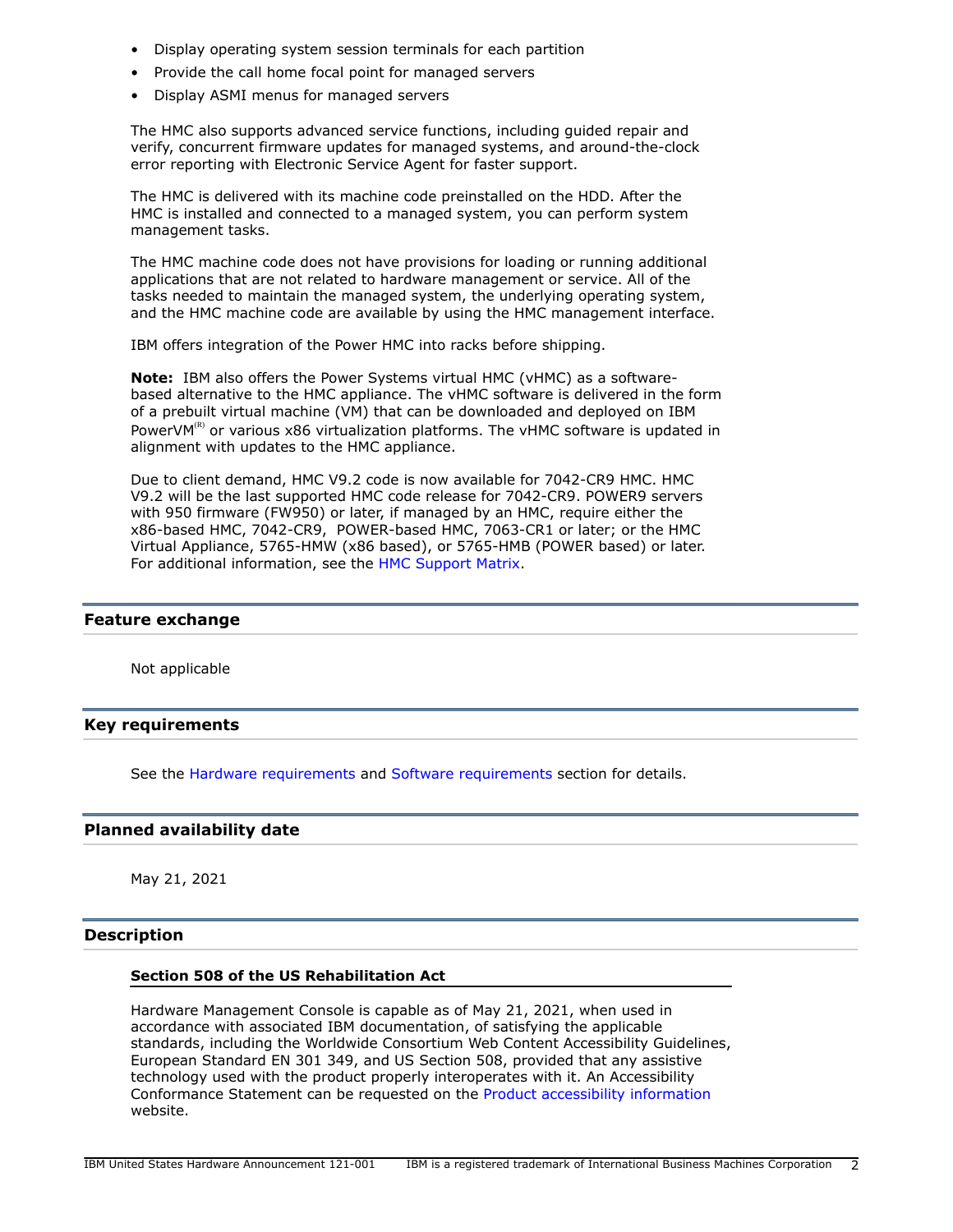- Display operating system session terminals for each partition
- Provide the call home focal point for managed servers
- Display ASMI menus for managed servers

The HMC also supports advanced service functions, including guided repair and verify, concurrent firmware updates for managed systems, and around-the-clock error reporting with Electronic Service Agent for faster support.

The HMC is delivered with its machine code preinstalled on the HDD. After the HMC is installed and connected to a managed system, you can perform system management tasks.

The HMC machine code does not have provisions for loading or running additional applications that are not related to hardware management or service. All of the tasks needed to maintain the managed system, the underlying operating system, and the HMC machine code are available by using the HMC management interface.

IBM offers integration of the Power HMC into racks before shipping.

**Note:** IBM also offers the Power Systems virtual HMC (vHMC) as a software-based alternative to the HMC appliance. The vHMC software is delivered in the form of a prebuilt virtual machine (VM) that can be downloaded and deployed on IBM PowerVM(R) or various x86 virtualization platforms. The vHMC software is updated in alignment with updates to the HMC appliance.

Due to client demand, HMC V9.2 code is now available for 7042-CR9 HMC. HMC V9.2 will be the last supported HMC code release for 7042-CR9. POWER9 servers with 950 firmware (FW950) or later, if managed by an HMC, require either the x86-based HMC, 7042-CR9, POWER-based HMC, 7063-CR1 or later; or the HMC Virtual Appliance, 5765-HMW (x86 based), or 5765-HMB (POWER based) or later. For additional information, see the HMC Support Matrix.

## Feature exchange

Not applicable

## Key requirements

See the Hardware requirements and Software requirements section for details.

## Planned availability date

May 21, 2021

## Description

### Section 508 of the US Rehabilitation Act

Hardware Management Console is capable as of May 21, 2021, when used in accordance with associated IBM documentation, of satisfying the applicable standards, including the Worldwide Consortium Web Content Accessibility Guidelines, European Standard EN 301 349, and US Section 508, provided that any assistive technology used with the product properly interoperates with it. An Accessibility Conformance Statement can be requested on the Product accessibility information website.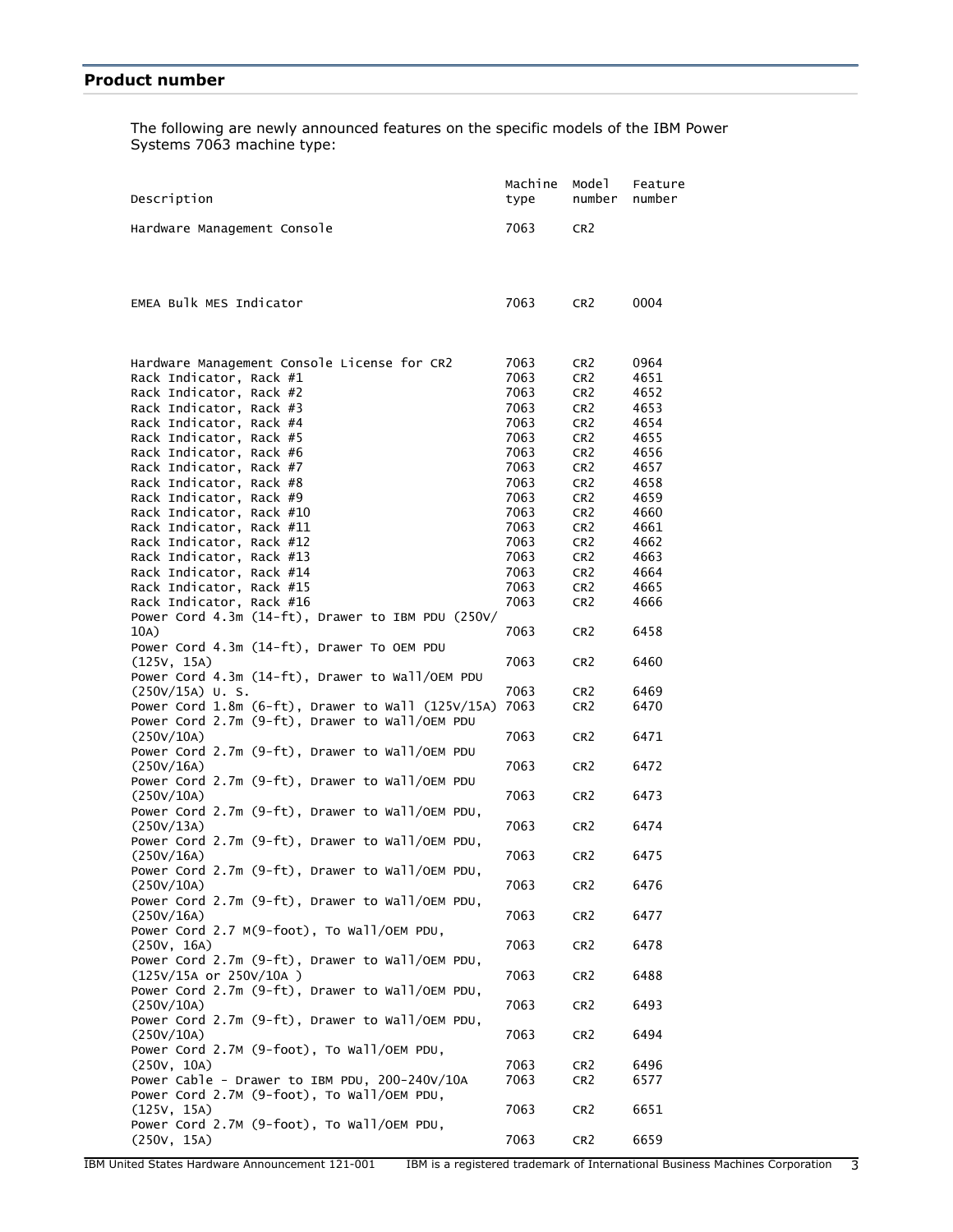## Product number

The following are newly announced features on the specific models of the IBM Power Systems 7063 machine type:

| Description | Machine type | Model number | Feature number |
|---|---|---|---|
| Hardware Management Console | 7063 | CR2 | |
| EMEA Bulk MES Indicator | 7063 | CR2 | 0004 |
| Hardware Management Console License for CR2 | 7063 | CR2 | 0964 |
| Rack Indicator, Rack #1 | 7063 | CR2 | 4651 |
| Rack Indicator, Rack #2 | 7063 | CR2 | 4652 |
| Rack Indicator, Rack #3 | 7063 | CR2 | 4653 |
| Rack Indicator, Rack #4 | 7063 | CR2 | 4654 |
| Rack Indicator, Rack #5 | 7063 | CR2 | 4655 |
| Rack Indicator, Rack #6 | 7063 | CR2 | 4656 |
| Rack Indicator, Rack #7 | 7063 | CR2 | 4657 |
| Rack Indicator, Rack #8 | 7063 | CR2 | 4658 |
| Rack Indicator, Rack #9 | 7063 | CR2 | 4659 |
| Rack Indicator, Rack #10 | 7063 | CR2 | 4660 |
| Rack Indicator, Rack #11 | 7063 | CR2 | 4661 |
| Rack Indicator, Rack #12 | 7063 | CR2 | 4662 |
| Rack Indicator, Rack #13 | 7063 | CR2 | 4663 |
| Rack Indicator, Rack #14 | 7063 | CR2 | 4664 |
| Rack Indicator, Rack #15 | 7063 | CR2 | 4665 |
| Rack Indicator, Rack #16 | 7063 | CR2 | 4666 |
| Power Cord 4.3m (14-ft), Drawer to IBM PDU (250V/10A) | 7063 | CR2 | 6458 |
| Power Cord 4.3m (14-ft), Drawer To OEM PDU (125V, 15A) | 7063 | CR2 | 6460 |
| Power Cord 4.3m (14-ft), Drawer to Wall/OEM PDU (250V/15A) U. S. | 7063 | CR2 | 6469 |
| Power Cord 1.8m (6-ft), Drawer to Wall (125V/15A) | 7063 | CR2 | 6470 |
| Power Cord 2.7m (9-ft), Drawer to Wall/OEM PDU (250V/10A) | 7063 | CR2 | 6471 |
| Power Cord 2.7m (9-ft), Drawer to Wall/OEM PDU (250V/16A) | 7063 | CR2 | 6472 |
| Power Cord 2.7m (9-ft), Drawer to Wall/OEM PDU (250V/10A) | 7063 | CR2 | 6473 |
| Power Cord 2.7m (9-ft), Drawer to Wall/OEM PDU, (250V/13A) | 7063 | CR2 | 6474 |
| Power Cord 2.7m (9-ft), Drawer to Wall/OEM PDU, (250V/16A) | 7063 | CR2 | 6475 |
| Power Cord 2.7m (9-ft), Drawer to Wall/OEM PDU, (250V/10A) | 7063 | CR2 | 6476 |
| Power Cord 2.7m (9-ft), Drawer to Wall/OEM PDU, (250V/16A) | 7063 | CR2 | 6477 |
| Power Cord 2.7 M(9-foot), To Wall/OEM PDU, (250V, 16A) | 7063 | CR2 | 6478 |
| Power Cord 2.7m (9-ft), Drawer to Wall/OEM PDU, (125V/15A or 250V/10A ) | 7063 | CR2 | 6488 |
| Power Cord 2.7m (9-ft), Drawer to Wall/OEM PDU, (250V/10A) | 7063 | CR2 | 6493 |
| Power Cord 2.7m (9-ft), Drawer to Wall/OEM PDU, (250V/10A) | 7063 | CR2 | 6494 |
| Power Cord 2.7M (9-foot), To Wall/OEM PDU, (250V, 10A) | 7063 | CR2 | 6496 |
| Power Cable - Drawer to IBM PDU, 200-240V/10A | 7063 | CR2 | 6577 |
| Power Cord 2.7M (9-foot), To Wall/OEM PDU, (125V, 15A) | 7063 | CR2 | 6651 |
| Power Cord 2.7M (9-foot), To Wall/OEM PDU, (250V, 15A) | 7063 | CR2 | 6659 |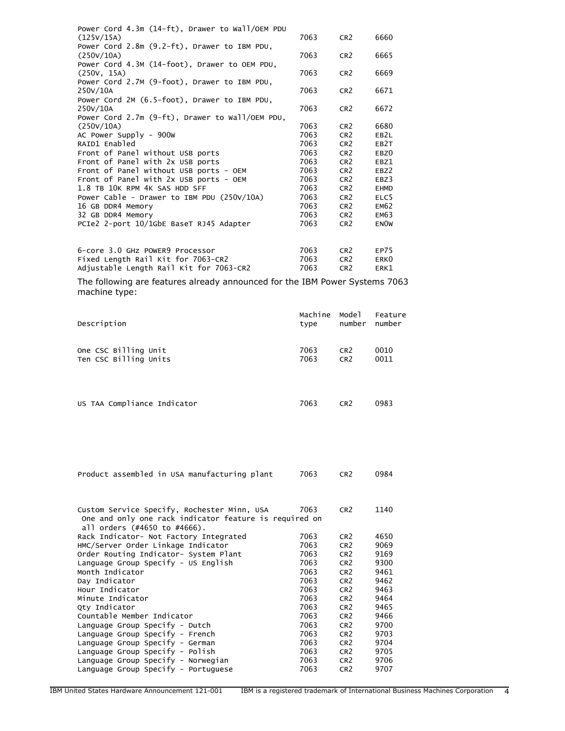| | | | |
|---|---|---|---|
| Power Cord 4.3m (14-ft), Drawer to Wall/OEM PDU (125V/15A) | 7063 | CR2 | 6660 |
| Power Cord 2.8m (9.2-ft), Drawer to IBM PDU, (250V/10A) | 7063 | CR2 | 6665 |
| Power Cord 4.3M (14-foot), Drawer to OEM PDU, (250V, 15A) | 7063 | CR2 | 6669 |
| Power Cord 2.7M (9-foot), Drawer to IBM PDU, 250V/10A | 7063 | CR2 | 6671 |
| Power Cord 2M (6.5-foot), Drawer to IBM PDU, 250V/10A | 7063 | CR2 | 6672 |
| Power Cord 2.7m (9-ft), Drawer to Wall/OEM PDU, (250V/10A) | 7063 | CR2 | 6680 |
| AC Power Supply - 900W | 7063 | CR2 | EB2L |
| RAID1 Enabled | 7063 | CR2 | EB2T |
| Front of Panel without USB ports | 7063 | CR2 | EBZ0 |
| Front of Panel with 2x USB ports | 7063 | CR2 | EBZ1 |
| Front of Panel without USB ports - OEM | 7063 | CR2 | EBZ2 |
| Front of Panel with 2x USB ports - OEM | 7063 | CR2 | EBZ3 |
| 1.8 TB 10K RPM 4K SAS HDD SFF | 7063 | CR2 | EHMD |
| Power Cable - Drawer to IBM PDU (250V/10A) | 7063 | CR2 | ELC5 |
| 16 GB DDR4 Memory | 7063 | CR2 | EM62 |
| 32 GB DDR4 Memory | 7063 | CR2 | EM63 |
| PCIe2 2-port 10/1GbE BaseT RJ45 Adapter | 7063 | CR2 | EN0W |
| 6-core 3.0 GHz POWER9 Processor | 7063 | CR2 | EP75 |
| Fixed Length Rail Kit for 7063-CR2 | 7063 | CR2 | ERK0 |
| Adjustable Length Rail Kit for 7063-CR2 | 7063 | CR2 | ERK1 |

The following are features already announced for the IBM Power Systems 7063 machine type:

| Description | Machine type | Model number | Feature number |
|---|---|---|---|
| One CSC Billing Unit | 7063 | CR2 | 0010 |
| Ten CSC Billing Units | 7063 | CR2 | 0011 |
| US TAA Compliance Indicator | 7063 | CR2 | 0983 |
| Product assembled in USA manufacturing plant | 7063 | CR2 | 0984 |
| Custom Service Specify, Rochester Minn, USA | 7063 | CR2 | 1140 |
| One and only one rack indicator feature is required on all orders (#4650 to #4666). | | | |
| Rack Indicator- Not Factory Integrated | 7063 | CR2 | 4650 |
| HMC/Server Order Linkage Indicator | 7063 | CR2 | 9069 |
| Order Routing Indicator- System Plant | 7063 | CR2 | 9169 |
| Language Group Specify - US English | 7063 | CR2 | 9300 |
| Month Indicator | 7063 | CR2 | 9461 |
| Day Indicator | 7063 | CR2 | 9462 |
| Hour Indicator | 7063 | CR2 | 9463 |
| Minute Indicator | 7063 | CR2 | 9464 |
| Qty Indicator | 7063 | CR2 | 9465 |
| Countable Member Indicator | 7063 | CR2 | 9466 |
| Language Group Specify - Dutch | 7063 | CR2 | 9700 |
| Language Group Specify - French | 7063 | CR2 | 9703 |
| Language Group Specify - German | 7063 | CR2 | 9704 |
| Language Group Specify - Polish | 7063 | CR2 | 9705 |
| Language Group Specify - Norwegian | 7063 | CR2 | 9706 |
| Language Group Specify - Portuguese | 7063 | CR2 | 9707 |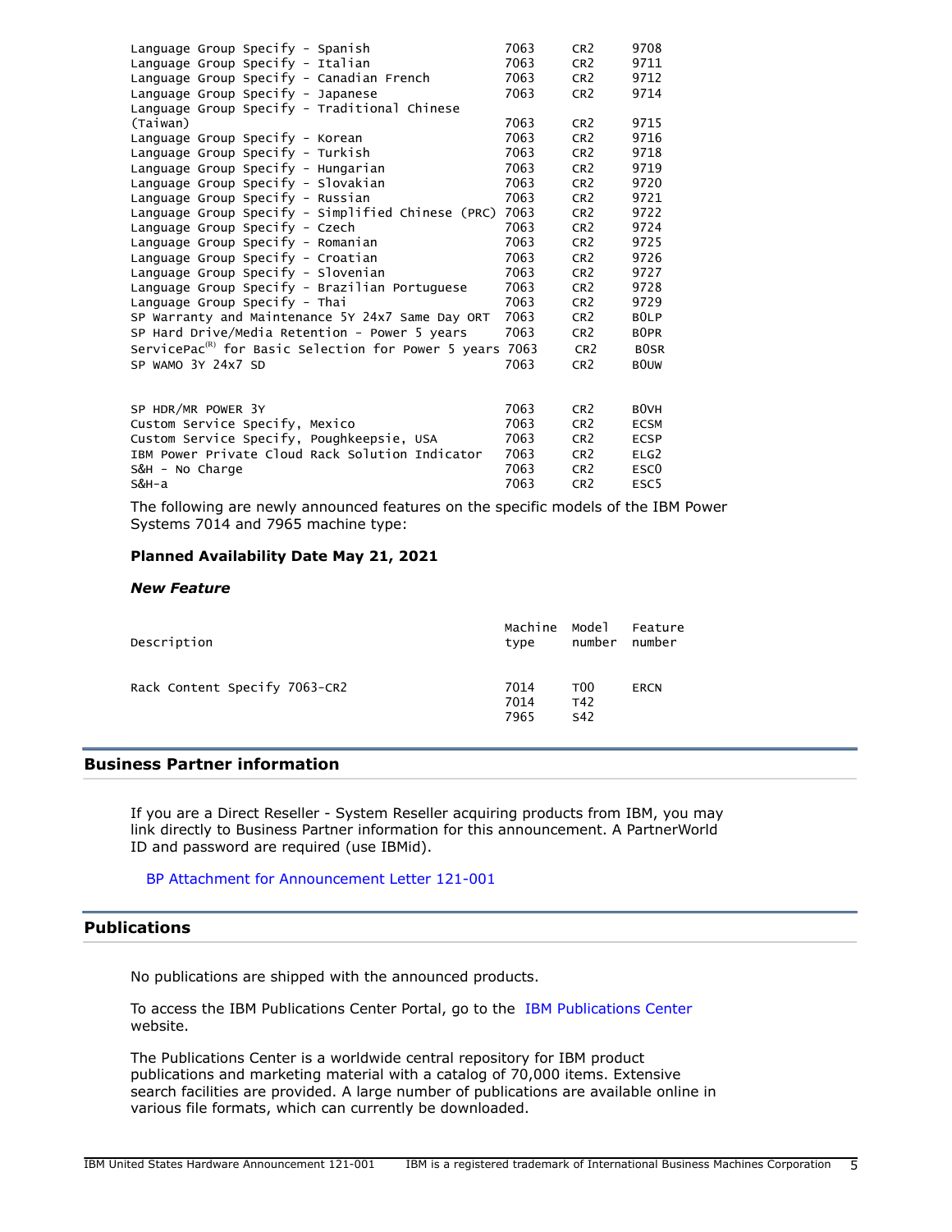| | | | |
|---|---|---|---|
| Language Group Specify - Spanish | 7063 | CR2 | 9708 |
| Language Group Specify - Italian | 7063 | CR2 | 9711 |
| Language Group Specify - Canadian French | 7063 | CR2 | 9712 |
| Language Group Specify - Japanese | 7063 | CR2 | 9714 |
| Language Group Specify - Traditional Chinese (Taiwan) | 7063 | CR2 | 9715 |
| Language Group Specify - Korean | 7063 | CR2 | 9716 |
| Language Group Specify - Turkish | 7063 | CR2 | 9718 |
| Language Group Specify - Hungarian | 7063 | CR2 | 9719 |
| Language Group Specify - Slovakian | 7063 | CR2 | 9720 |
| Language Group Specify - Russian | 7063 | CR2 | 9721 |
| Language Group Specify - Simplified Chinese (PRC) | 7063 | CR2 | 9722 |
| Language Group Specify - Czech | 7063 | CR2 | 9724 |
| Language Group Specify - Romanian | 7063 | CR2 | 9725 |
| Language Group Specify - Croatian | 7063 | CR2 | 9726 |
| Language Group Specify - Slovenian | 7063 | CR2 | 9727 |
| Language Group Specify - Brazilian Portuguese | 7063 | CR2 | 9728 |
| Language Group Specify - Thai | 7063 | CR2 | 9729 |
| SP Warranty and Maintenance 5Y 24x7 Same Day ORT | 7063 | CR2 | B0LP |
| SP Hard Drive/Media Retention - Power 5 years | 7063 | CR2 | B0PR |
| ServicePac(R) for Basic Selection for Power 5 years | 7063 | CR2 | B0SR |
| SP WAMO 3Y 24x7 SD | 7063 | CR2 | B0UW |
| SP HDR/MR POWER 3Y | 7063 | CR2 | B0VH |
| Custom Service Specify, Mexico | 7063 | CR2 | ECSM |
| Custom Service Specify, Poughkeepsie, USA | 7063 | CR2 | ECSP |
| IBM Power Private Cloud Rack Solution Indicator | 7063 | CR2 | ELG2 |
| S&H - No Charge | 7063 | CR2 | ESC0 |
| S&H-a | 7063 | CR2 | ESC5 |

The following are newly announced features on the specific models of the IBM Power Systems 7014 and 7965 machine type:

**Planned Availability Date May 21, 2021**

***New Feature***

| Description | Machine type | Model number | Feature number |
|---|---|---|---|
| Rack Content Specify 7063-CR2 | 7014 | T00 | ERCN |
| | 7014 | T42 | |
| | 7965 | S42 | |

## Business Partner information

If you are a Direct Reseller - System Reseller acquiring products from IBM, you may link directly to Business Partner information for this announcement. A PartnerWorld ID and password are required (use IBMid).

BP Attachment for Announcement Letter 121-001

## Publications

No publications are shipped with the announced products.

To access the IBM Publications Center Portal, go to the IBM Publications Center website.

The Publications Center is a worldwide central repository for IBM product publications and marketing material with a catalog of 70,000 items. Extensive search facilities are provided. A large number of publications are available online in various file formats, which can currently be downloaded.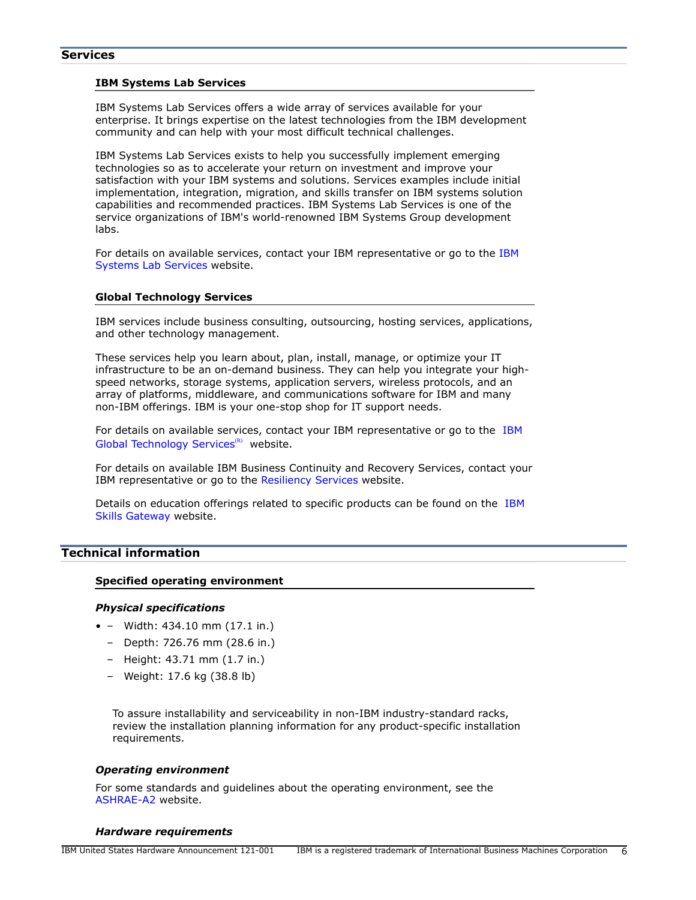## Services

### IBM Systems Lab Services

IBM Systems Lab Services offers a wide array of services available for your enterprise. It brings expertise on the latest technologies from the IBM development community and can help with your most difficult technical challenges.

IBM Systems Lab Services exists to help you successfully implement emerging technologies so as to accelerate your return on investment and improve your satisfaction with your IBM systems and solutions. Services examples include initial implementation, integration, migration, and skills transfer on IBM systems solution capabilities and recommended practices. IBM Systems Lab Services is one of the service organizations of IBM's world-renowned IBM Systems Group development labs.

For details on available services, contact your IBM representative or go to the IBM Systems Lab Services website.

### Global Technology Services

IBM services include business consulting, outsourcing, hosting services, applications, and other technology management.

These services help you learn about, plan, install, manage, or optimize your IT infrastructure to be an on-demand business. They can help you integrate your high-speed networks, storage systems, application servers, wireless protocols, and an array of platforms, middleware, and communications software for IBM and many non-IBM offerings. IBM is your one-stop shop for IT support needs.

For details on available services, contact your IBM representative or go to the IBM Global Technology Services(R) website.

For details on available IBM Business Continuity and Recovery Services, contact your IBM representative or go to the Resiliency Services website.

Details on education offerings related to specific products can be found on the IBM Skills Gateway website.

## Technical information

### Specified operating environment

***Physical specifications***

- – Width: 434.10 mm (17.1 in.)
  - Depth: 726.76 mm (28.6 in.)
  - Height: 43.71 mm (1.7 in.)
  - Weight: 17.6 kg (38.8 lb)

  To assure installability and serviceability in non-IBM industry-standard racks, review the installation planning information for any product-specific installation requirements.

***Operating environment***

For some standards and guidelines about the operating environment, see the ASHRAE-A2 website.

***Hardware requirements***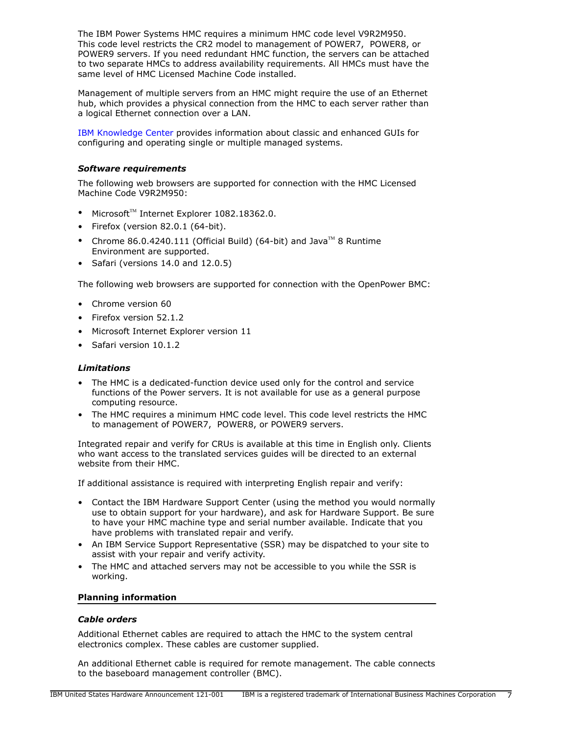The IBM Power Systems HMC requires a minimum HMC code level V9R2M950. This code level restricts the CR2 model to management of POWER7, POWER8, or POWER9 servers. If you need redundant HMC function, the servers can be attached to two separate HMCs to address availability requirements. All HMCs must have the same level of HMC Licensed Machine Code installed.

Management of multiple servers from an HMC might require the use of an Ethernet hub, which provides a physical connection from the HMC to each server rather than a logical Ethernet connection over a LAN.

IBM Knowledge Center provides information about classic and enhanced GUIs for configuring and operating single or multiple managed systems.

### *Software requirements*

The following web browsers are supported for connection with the HMC Licensed Machine Code V9R2M950:

- Microsoft™ Internet Explorer 1082.18362.0.
- Firefox (version 82.0.1 (64-bit).
- Chrome 86.0.4240.111 (Official Build) (64-bit) and Java™ 8 Runtime Environment are supported.
- Safari (versions 14.0 and 12.0.5)

The following web browsers are supported for connection with the OpenPower BMC:

- Chrome version 60
- Firefox version 52.1.2
- Microsoft Internet Explorer version 11
- Safari version 10.1.2

### *Limitations*

- The HMC is a dedicated-function device used only for the control and service functions of the Power servers. It is not available for use as a general purpose computing resource.
- The HMC requires a minimum HMC code level. This code level restricts the HMC to management of POWER7, POWER8, or POWER9 servers.

Integrated repair and verify for CRUs is available at this time in English only. Clients who want access to the translated services guides will be directed to an external website from their HMC.

If additional assistance is required with interpreting English repair and verify:

- Contact the IBM Hardware Support Center (using the method you would normally use to obtain support for your hardware), and ask for Hardware Support. Be sure to have your HMC machine type and serial number available. Indicate that you have problems with translated repair and verify.
- An IBM Service Support Representative (SSR) may be dispatched to your site to assist with your repair and verify activity.
- The HMC and attached servers may not be accessible to you while the SSR is working.

## Planning information

### *Cable orders*

Additional Ethernet cables are required to attach the HMC to the system central electronics complex. These cables are customer supplied.

An additional Ethernet cable is required for remote management. The cable connects to the baseboard management controller (BMC).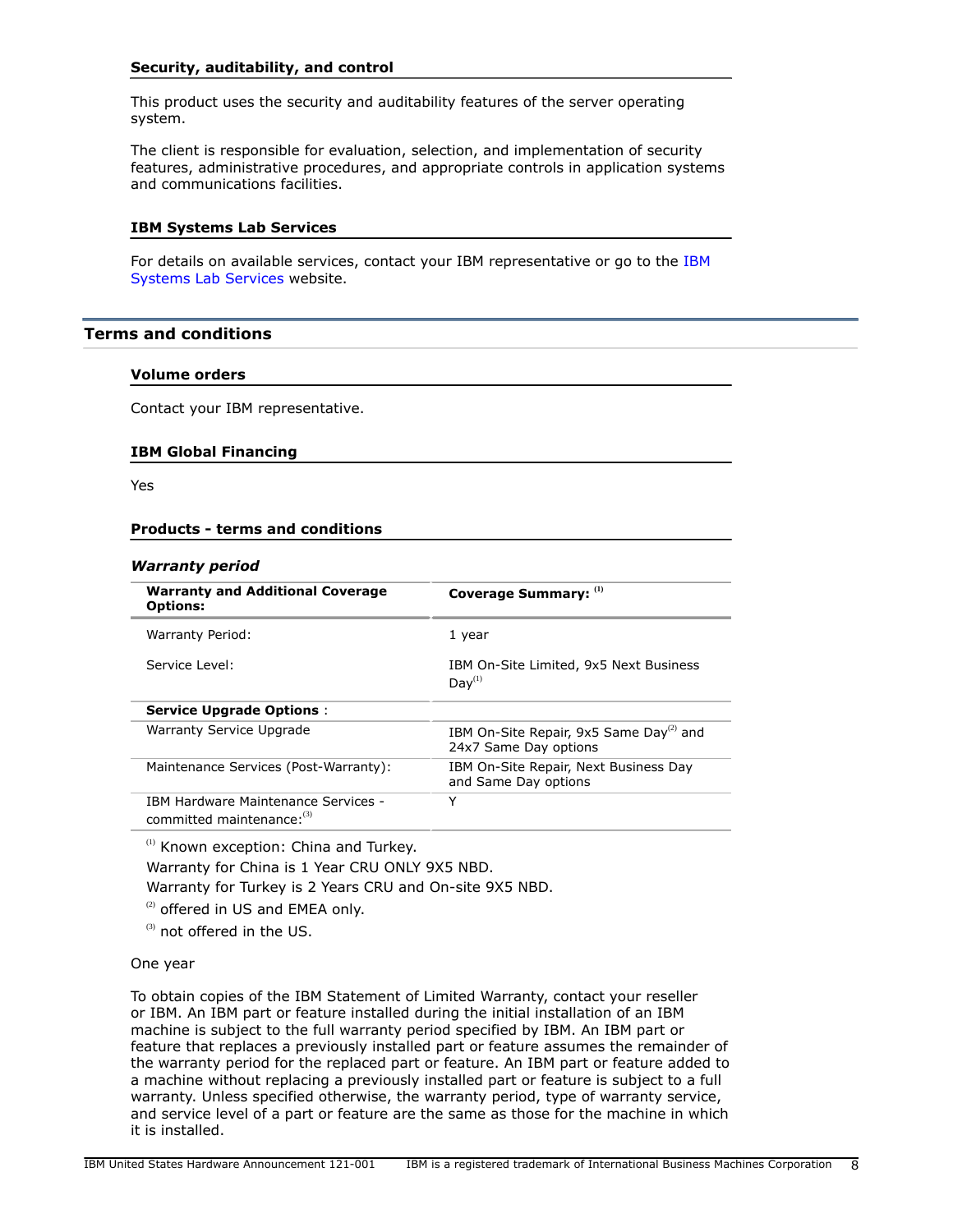### Security, auditability, and control

This product uses the security and auditability features of the server operating system.

The client is responsible for evaluation, selection, and implementation of security features, administrative procedures, and appropriate controls in application systems and communications facilities.

### IBM Systems Lab Services

For details on available services, contact your IBM representative or go to the IBM Systems Lab Services website.

## Terms and conditions

### Volume orders

Contact your IBM representative.

### IBM Global Financing

Yes

### Products - terms and conditions

***Warranty period***

| **Warranty and Additional Coverage Options:** | **Coverage Summary:** [1] |
|---|---|
| Warranty Period: | 1 year |
| Service Level: | IBM On-Site Limited, 9x5 Next Business Day[1] |
| **Service Upgrade Options** : | |
| Warranty Service Upgrade | IBM On-Site Repair, 9x5 Same Day[2] and 24x7 Same Day options |
| Maintenance Services (Post-Warranty): | IBM On-Site Repair, Next Business Day and Same Day options |
| IBM Hardware Maintenance Services - committed maintenance:[3] | Y |

[1] Known exception: China and Turkey.

Warranty for China is 1 Year CRU ONLY 9X5 NBD.

Warranty for Turkey is 2 Years CRU and On-site 9X5 NBD.

[2] offered in US and EMEA only.

[3] not offered in the US.

One year

To obtain copies of the IBM Statement of Limited Warranty, contact your reseller or IBM. An IBM part or feature installed during the initial installation of an IBM machine is subject to the full warranty period specified by IBM. An IBM part or feature that replaces a previously installed part or feature assumes the remainder of the warranty period for the replaced part or feature. An IBM part or feature added to a machine without replacing a previously installed part or feature is subject to a full warranty. Unless specified otherwise, the warranty period, type of warranty service, and service level of a part or feature are the same as those for the machine in which it is installed.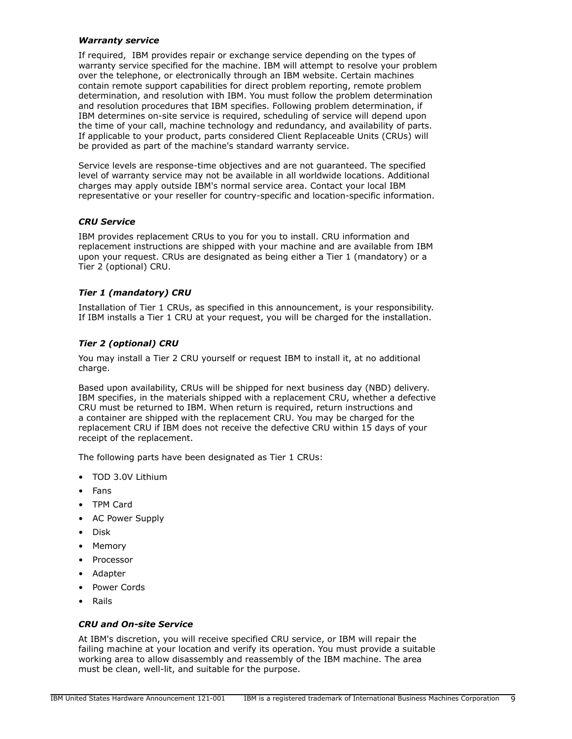### *Warranty service*

If required, IBM provides repair or exchange service depending on the types of warranty service specified for the machine. IBM will attempt to resolve your problem over the telephone, or electronically through an IBM website. Certain machines contain remote support capabilities for direct problem reporting, remote problem determination, and resolution with IBM. You must follow the problem determination and resolution procedures that IBM specifies. Following problem determination, if IBM determines on-site service is required, scheduling of service will depend upon the time of your call, machine technology and redundancy, and availability of parts. If applicable to your product, parts considered Client Replaceable Units (CRUs) will be provided as part of the machine's standard warranty service.

Service levels are response-time objectives and are not guaranteed. The specified level of warranty service may not be available in all worldwide locations. Additional charges may apply outside IBM's normal service area. Contact your local IBM representative or your reseller for country-specific and location-specific information.

### *CRU Service*

IBM provides replacement CRUs to you for you to install. CRU information and replacement instructions are shipped with your machine and are available from IBM upon your request. CRUs are designated as being either a Tier 1 (mandatory) or a Tier 2 (optional) CRU.

### *Tier 1 (mandatory) CRU*

Installation of Tier 1 CRUs, as specified in this announcement, is your responsibility. If IBM installs a Tier 1 CRU at your request, you will be charged for the installation.

### *Tier 2 (optional) CRU*

You may install a Tier 2 CRU yourself or request IBM to install it, at no additional charge.

Based upon availability, CRUs will be shipped for next business day (NBD) delivery. IBM specifies, in the materials shipped with a replacement CRU, whether a defective CRU must be returned to IBM. When return is required, return instructions and a container are shipped with the replacement CRU. You may be charged for the replacement CRU if IBM does not receive the defective CRU within 15 days of your receipt of the replacement.

The following parts have been designated as Tier 1 CRUs:

- TOD 3.0V Lithium
- Fans
- TPM Card
- AC Power Supply
- Disk
- Memory
- Processor
- Adapter
- Power Cords
- Rails

### *CRU and On-site Service*

At IBM's discretion, you will receive specified CRU service, or IBM will repair the failing machine at your location and verify its operation. You must provide a suitable working area to allow disassembly and reassembly of the IBM machine. The area must be clean, well-lit, and suitable for the purpose.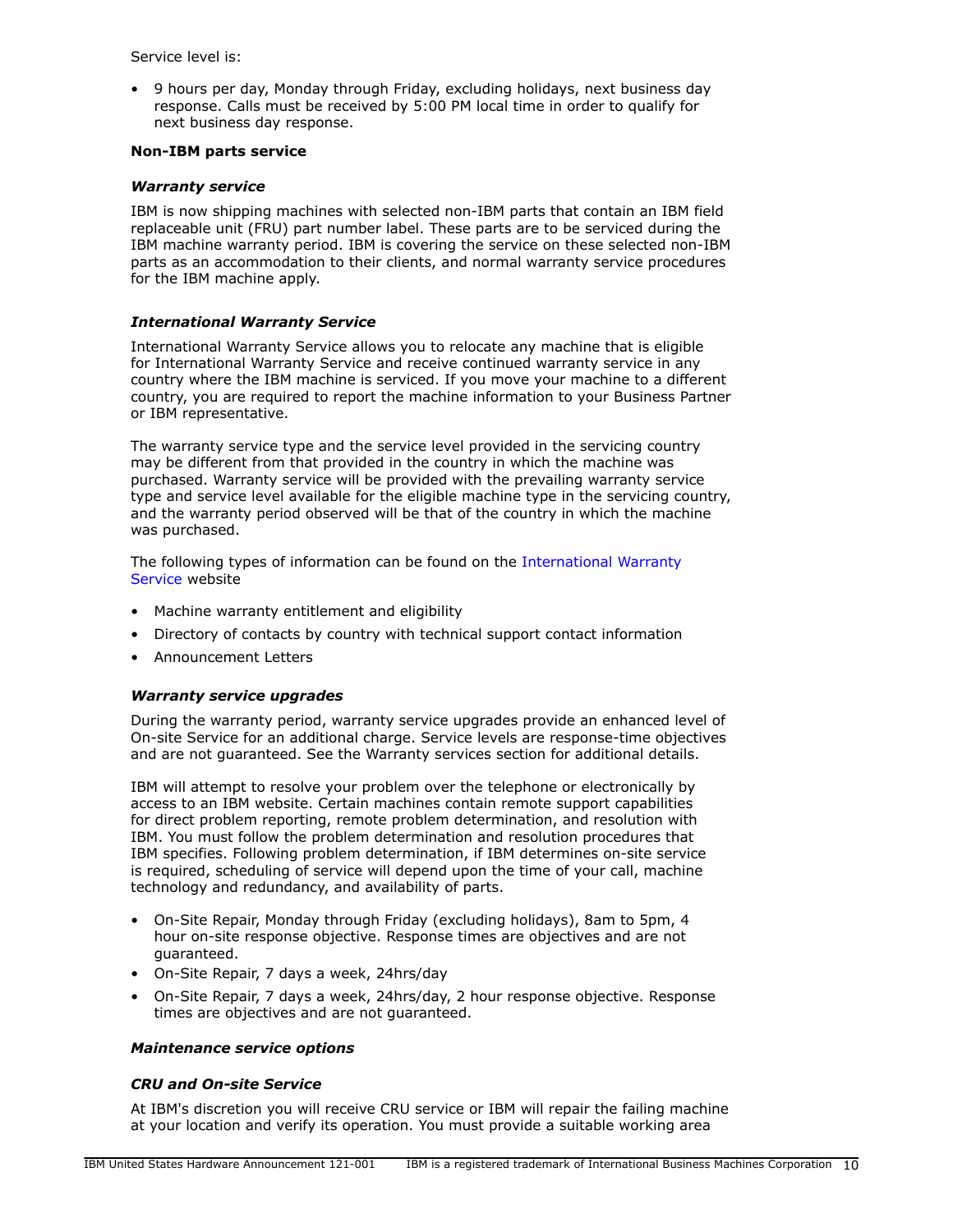Service level is:

- 9 hours per day, Monday through Friday, excluding holidays, next business day response. Calls must be received by 5:00 PM local time in order to qualify for next business day response.

**Non-IBM parts service**

***Warranty service***

IBM is now shipping machines with selected non-IBM parts that contain an IBM field replaceable unit (FRU) part number label. These parts are to be serviced during the IBM machine warranty period. IBM is covering the service on these selected non-IBM parts as an accommodation to their clients, and normal warranty service procedures for the IBM machine apply.

***International Warranty Service***

International Warranty Service allows you to relocate any machine that is eligible for International Warranty Service and receive continued warranty service in any country where the IBM machine is serviced. If you move your machine to a different country, you are required to report the machine information to your Business Partner or IBM representative.

The warranty service type and the service level provided in the servicing country may be different from that provided in the country in which the machine was purchased. Warranty service will be provided with the prevailing warranty service type and service level available for the eligible machine type in the servicing country, and the warranty period observed will be that of the country in which the machine was purchased.

The following types of information can be found on the International Warranty Service website

- Machine warranty entitlement and eligibility
- Directory of contacts by country with technical support contact information
- Announcement Letters

***Warranty service upgrades***

During the warranty period, warranty service upgrades provide an enhanced level of On-site Service for an additional charge. Service levels are response-time objectives and are not guaranteed. See the Warranty services section for additional details.

IBM will attempt to resolve your problem over the telephone or electronically by access to an IBM website. Certain machines contain remote support capabilities for direct problem reporting, remote problem determination, and resolution with IBM. You must follow the problem determination and resolution procedures that IBM specifies. Following problem determination, if IBM determines on-site service is required, scheduling of service will depend upon the time of your call, machine technology and redundancy, and availability of parts.

- On-Site Repair, Monday through Friday (excluding holidays), 8am to 5pm, 4 hour on-site response objective. Response times are objectives and are not guaranteed.
- On-Site Repair, 7 days a week, 24hrs/day
- On-Site Repair, 7 days a week, 24hrs/day, 2 hour response objective. Response times are objectives and are not guaranteed.

***Maintenance service options***

***CRU and On-site Service***

At IBM's discretion you will receive CRU service or IBM will repair the failing machine at your location and verify its operation. You must provide a suitable working area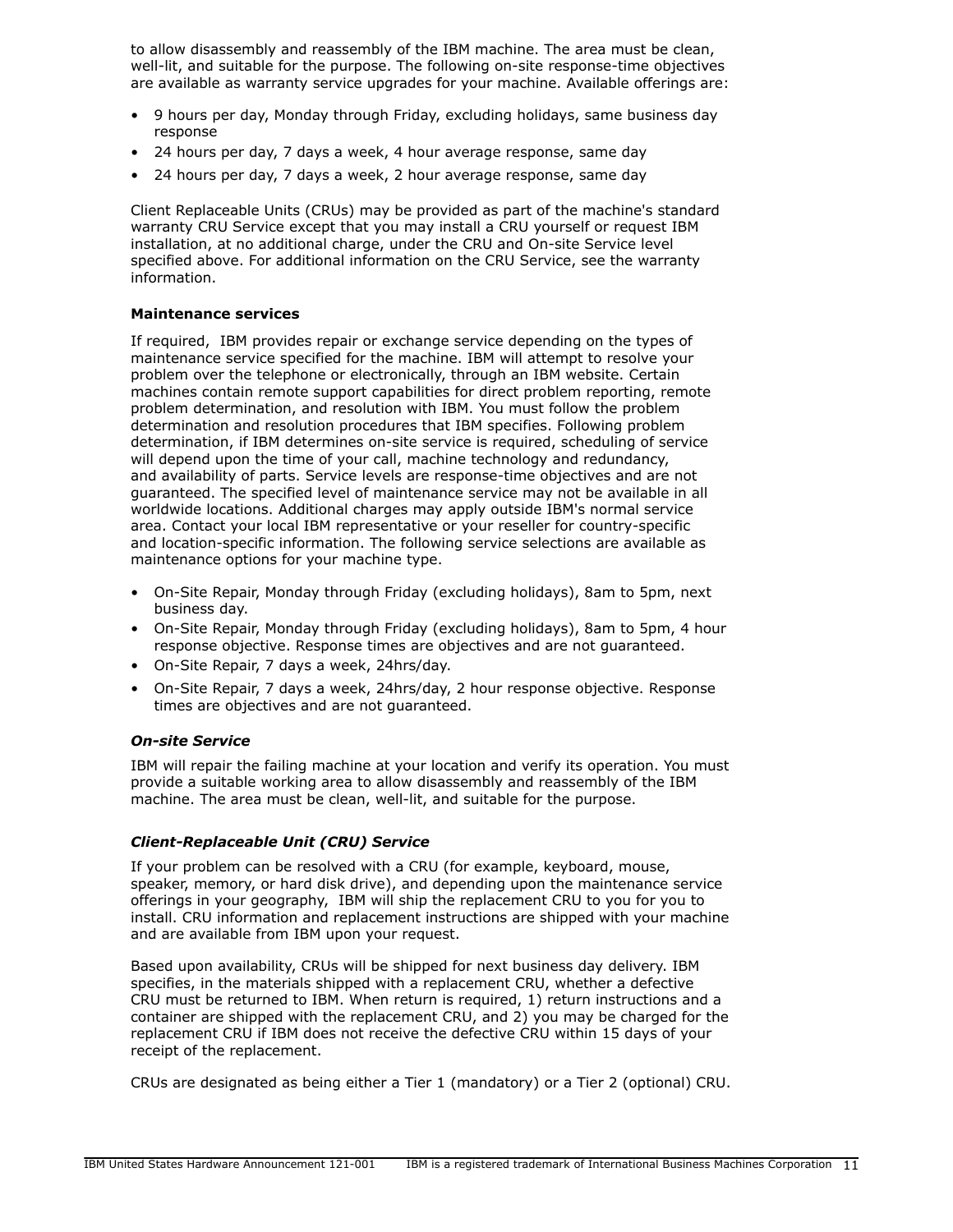to allow disassembly and reassembly of the IBM machine. The area must be clean, well-lit, and suitable for the purpose. The following on-site response-time objectives are available as warranty service upgrades for your machine. Available offerings are:

- 9 hours per day, Monday through Friday, excluding holidays, same business day response
- 24 hours per day, 7 days a week, 4 hour average response, same day
- 24 hours per day, 7 days a week, 2 hour average response, same day

Client Replaceable Units (CRUs) may be provided as part of the machine's standard warranty CRU Service except that you may install a CRU yourself or request IBM installation, at no additional charge, under the CRU and On-site Service level specified above. For additional information on the CRU Service, see the warranty information.

**Maintenance services**

If required, IBM provides repair or exchange service depending on the types of maintenance service specified for the machine. IBM will attempt to resolve your problem over the telephone or electronically, through an IBM website. Certain machines contain remote support capabilities for direct problem reporting, remote problem determination, and resolution with IBM. You must follow the problem determination and resolution procedures that IBM specifies. Following problem determination, if IBM determines on-site service is required, scheduling of service will depend upon the time of your call, machine technology and redundancy, and availability of parts. Service levels are response-time objectives and are not guaranteed. The specified level of maintenance service may not be available in all worldwide locations. Additional charges may apply outside IBM's normal service area. Contact your local IBM representative or your reseller for country-specific and location-specific information. The following service selections are available as maintenance options for your machine type.

- On-Site Repair, Monday through Friday (excluding holidays), 8am to 5pm, next business day.
- On-Site Repair, Monday through Friday (excluding holidays), 8am to 5pm, 4 hour response objective. Response times are objectives and are not guaranteed.
- On-Site Repair, 7 days a week, 24hrs/day.
- On-Site Repair, 7 days a week, 24hrs/day, 2 hour response objective. Response times are objectives and are not guaranteed.

***On-site Service***

IBM will repair the failing machine at your location and verify its operation. You must provide a suitable working area to allow disassembly and reassembly of the IBM machine. The area must be clean, well-lit, and suitable for the purpose.

***Client-Replaceable Unit (CRU) Service***

If your problem can be resolved with a CRU (for example, keyboard, mouse, speaker, memory, or hard disk drive), and depending upon the maintenance service offerings in your geography, IBM will ship the replacement CRU to you for you to install. CRU information and replacement instructions are shipped with your machine and are available from IBM upon your request.

Based upon availability, CRUs will be shipped for next business day delivery. IBM specifies, in the materials shipped with a replacement CRU, whether a defective CRU must be returned to IBM. When return is required, 1) return instructions and a container are shipped with the replacement CRU, and 2) you may be charged for the replacement CRU if IBM does not receive the defective CRU within 15 days of your receipt of the replacement.

CRUs are designated as being either a Tier 1 (mandatory) or a Tier 2 (optional) CRU.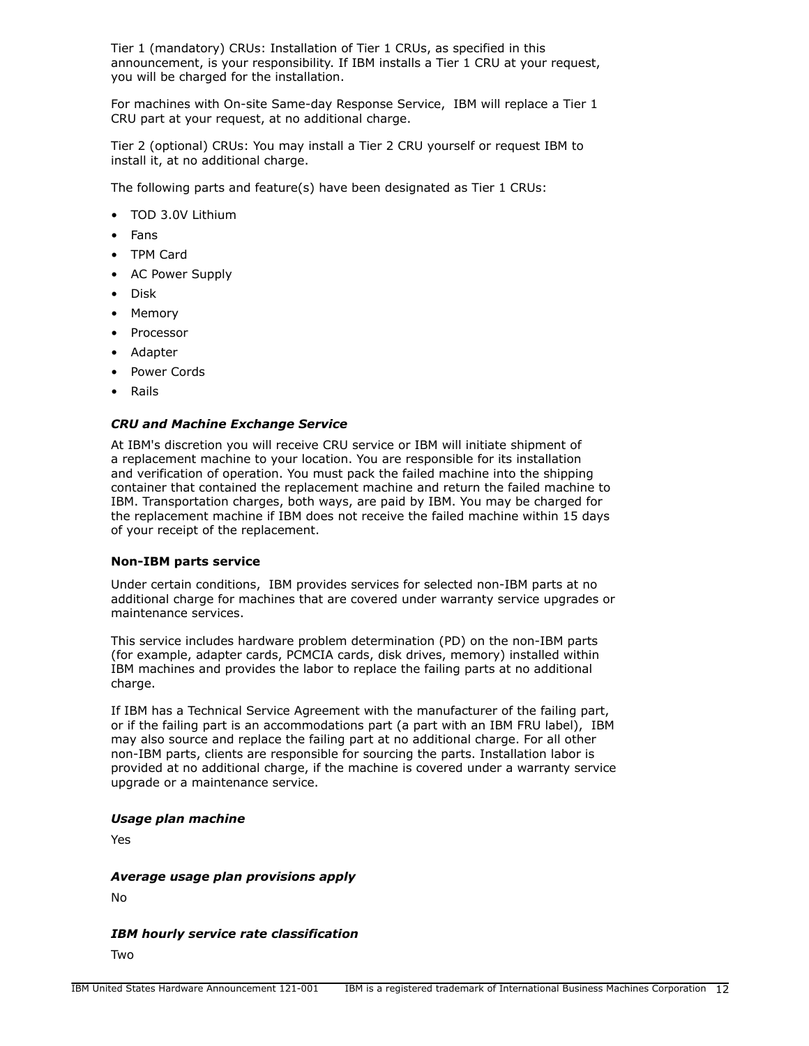Tier 1 (mandatory) CRUs: Installation of Tier 1 CRUs, as specified in this announcement, is your responsibility. If IBM installs a Tier 1 CRU at your request, you will be charged for the installation.

For machines with On-site Same-day Response Service, IBM will replace a Tier 1 CRU part at your request, at no additional charge.

Tier 2 (optional) CRUs: You may install a Tier 2 CRU yourself or request IBM to install it, at no additional charge.

The following parts and feature(s) have been designated as Tier 1 CRUs:

- TOD 3.0V Lithium
- Fans
- TPM Card
- AC Power Supply
- Disk
- Memory
- Processor
- Adapter
- Power Cords
- Rails

### *CRU and Machine Exchange Service*

At IBM's discretion you will receive CRU service or IBM will initiate shipment of a replacement machine to your location. You are responsible for its installation and verification of operation. You must pack the failed machine into the shipping container that contained the replacement machine and return the failed machine to IBM. Transportation charges, both ways, are paid by IBM. You may be charged for the replacement machine if IBM does not receive the failed machine within 15 days of your receipt of the replacement.

**Non-IBM parts service**

Under certain conditions, IBM provides services for selected non-IBM parts at no additional charge for machines that are covered under warranty service upgrades or maintenance services.

This service includes hardware problem determination (PD) on the non-IBM parts (for example, adapter cards, PCMCIA cards, disk drives, memory) installed within IBM machines and provides the labor to replace the failing parts at no additional charge.

If IBM has a Technical Service Agreement with the manufacturer of the failing part, or if the failing part is an accommodations part (a part with an IBM FRU label), IBM may also source and replace the failing part at no additional charge. For all other non-IBM parts, clients are responsible for sourcing the parts. Installation labor is provided at no additional charge, if the machine is covered under a warranty service upgrade or a maintenance service.

### *Usage plan machine*

Yes

### *Average usage plan provisions apply*

No

### *IBM hourly service rate classification*

Two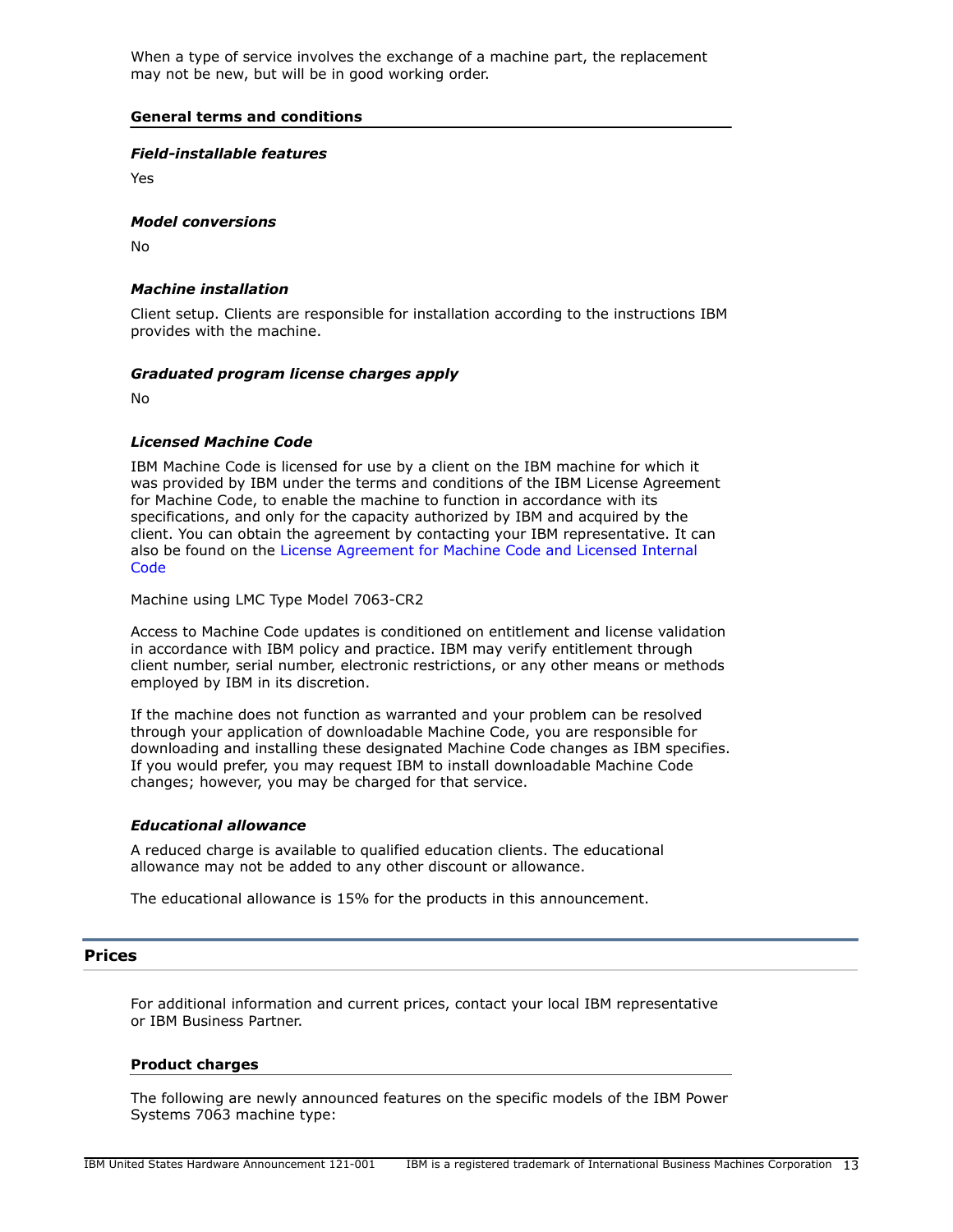When a type of service involves the exchange of a machine part, the replacement may not be new, but will be in good working order.

### General terms and conditions

#### *Field-installable features*

Yes

#### *Model conversions*

No

#### *Machine installation*

Client setup. Clients are responsible for installation according to the instructions IBM provides with the machine.

#### *Graduated program license charges apply*

No

#### *Licensed Machine Code*

IBM Machine Code is licensed for use by a client on the IBM machine for which it was provided by IBM under the terms and conditions of the IBM License Agreement for Machine Code, to enable the machine to function in accordance with its specifications, and only for the capacity authorized by IBM and acquired by the client. You can obtain the agreement by contacting your IBM representative. It can also be found on the License Agreement for Machine Code and Licensed Internal Code

Machine using LMC Type Model 7063-CR2

Access to Machine Code updates is conditioned on entitlement and license validation in accordance with IBM policy and practice. IBM may verify entitlement through client number, serial number, electronic restrictions, or any other means or methods employed by IBM in its discretion.

If the machine does not function as warranted and your problem can be resolved through your application of downloadable Machine Code, you are responsible for downloading and installing these designated Machine Code changes as IBM specifies. If you would prefer, you may request IBM to install downloadable Machine Code changes; however, you may be charged for that service.

#### *Educational allowance*

A reduced charge is available to qualified education clients. The educational allowance may not be added to any other discount or allowance.

The educational allowance is 15% for the products in this announcement.

## Prices

For additional information and current prices, contact your local IBM representative or IBM Business Partner.

### Product charges

The following are newly announced features on the specific models of the IBM Power Systems 7063 machine type: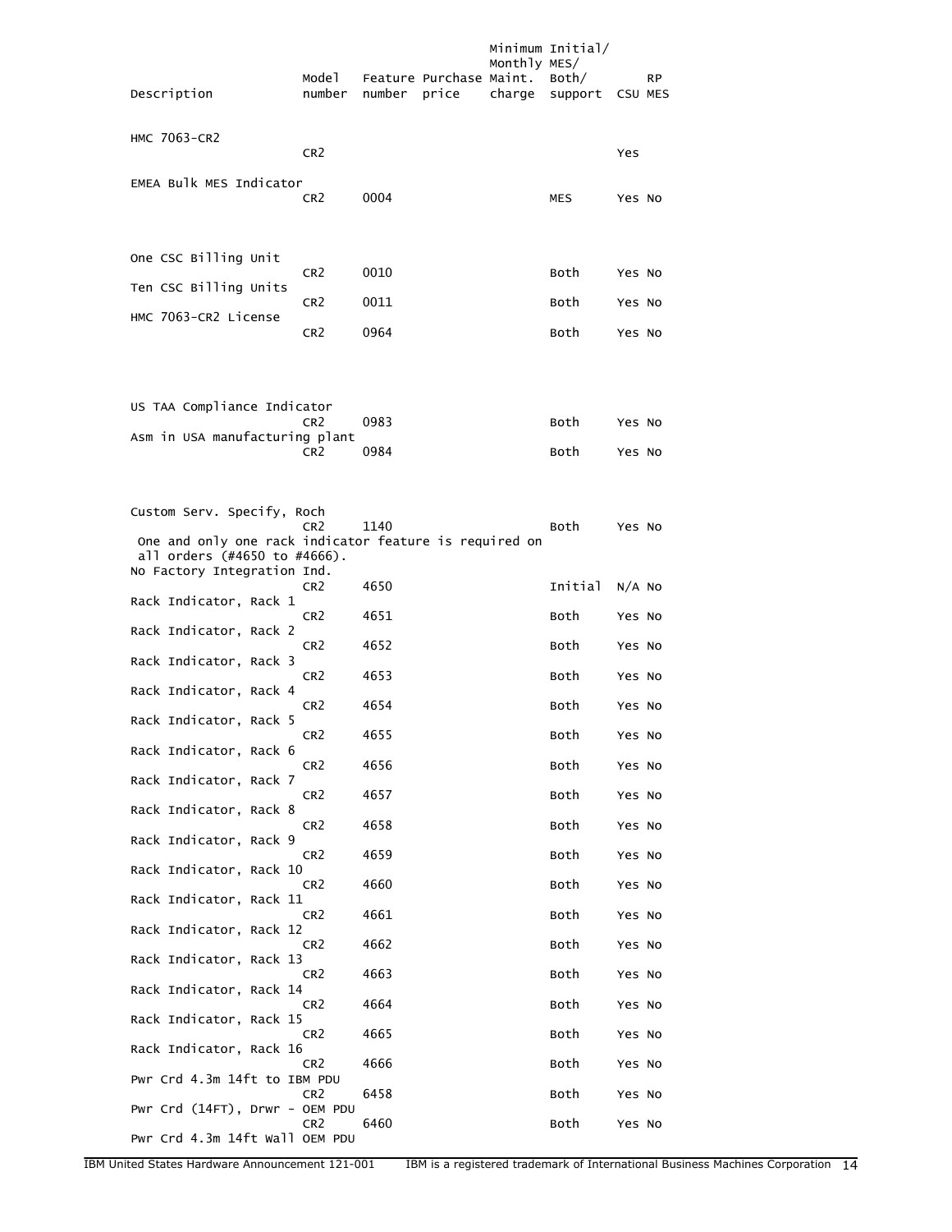| Description | Model number | Feature number | Purchase price | Minimum Monthly Maint. charge | Initial/ MES/ Both/ support | CSU | RP MES |
|---|---|---|---|---|---|---|---|
| HMC 7063-CR2 | CR2 | | | | | Yes | |
| EMEA Bulk MES Indicator | CR2 | 0004 | | | MES | Yes | No |
| One CSC Billing Unit | CR2 | 0010 | | | Both | Yes | No |
| Ten CSC Billing Units | CR2 | 0011 | | | Both | Yes | No |
| HMC 7063-CR2 License | CR2 | 0964 | | | Both | Yes | No |
| US TAA Compliance Indicator | CR2 | 0983 | | | Both | Yes | No |
| Asm in USA manufacturing plant | CR2 | 0984 | | | Both | Yes | No |
| Custom Serv. Specify, Roch | CR2 | 1140 | | | Both | Yes | No |
| One and only one rack indicator feature is required on all orders (#4650 to #4666). | | | | | | | |
| No Factory Integration Ind. | CR2 | 4650 | | | Initial | N/A | No |
| Rack Indicator, Rack 1 | CR2 | 4651 | | | Both | Yes | No |
| Rack Indicator, Rack 2 | CR2 | 4652 | | | Both | Yes | No |
| Rack Indicator, Rack 3 | CR2 | 4653 | | | Both | Yes | No |
| Rack Indicator, Rack 4 | CR2 | 4654 | | | Both | Yes | No |
| Rack Indicator, Rack 5 | CR2 | 4655 | | | Both | Yes | No |
| Rack Indicator, Rack 6 | CR2 | 4656 | | | Both | Yes | No |
| Rack Indicator, Rack 7 | CR2 | 4657 | | | Both | Yes | No |
| Rack Indicator, Rack 8 | CR2 | 4658 | | | Both | Yes | No |
| Rack Indicator, Rack 9 | CR2 | 4659 | | | Both | Yes | No |
| Rack Indicator, Rack 10 | CR2 | 4660 | | | Both | Yes | No |
| Rack Indicator, Rack 11 | CR2 | 4661 | | | Both | Yes | No |
| Rack Indicator, Rack 12 | CR2 | 4662 | | | Both | Yes | No |
| Rack Indicator, Rack 13 | CR2 | 4663 | | | Both | Yes | No |
| Rack Indicator, Rack 14 | CR2 | 4664 | | | Both | Yes | No |
| Rack Indicator, Rack 15 | CR2 | 4665 | | | Both | Yes | No |
| Rack Indicator, Rack 16 | CR2 | 4666 | | | Both | Yes | No |
| Pwr Crd 4.3m 14ft to IBM PDU | CR2 | 6458 | | | Both | Yes | No |
| Pwr Crd (14FT), Drwr - OEM PDU | CR2 | 6460 | | | Both | Yes | No |
| Pwr Crd 4.3m 14ft Wall OEM PDU | | | | | | | |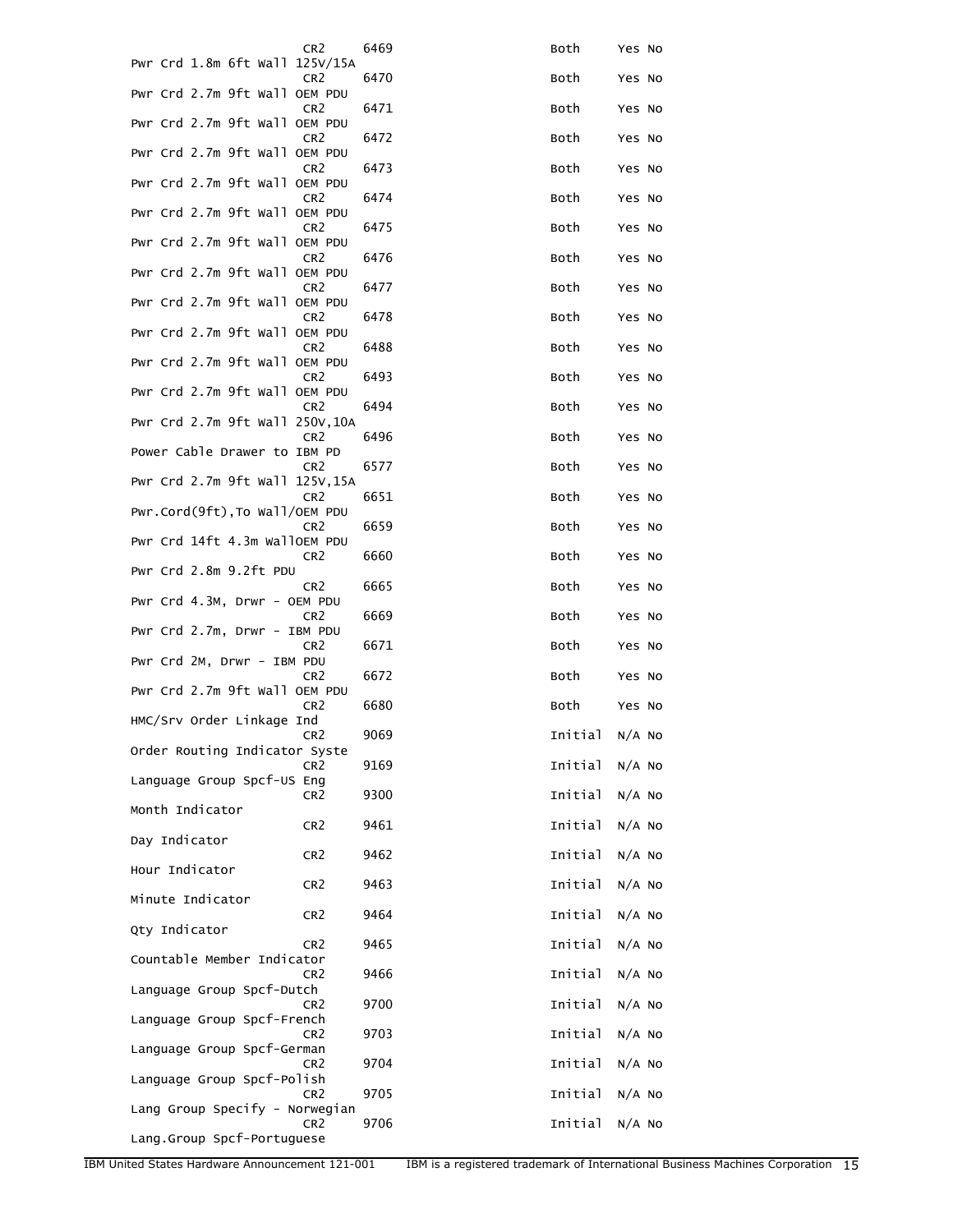| Description | | Feature | | | |
|---|---|---|---|---|---|
| | CR2 | 6469 | Both | Yes | No |
| Pwr Crd 1.8m 6ft Wall 125V/15A | CR2 | 6470 | Both | Yes | No |
| Pwr Crd 2.7m 9ft Wall OEM PDU | CR2 | 6471 | Both | Yes | No |
| Pwr Crd 2.7m 9ft Wall OEM PDU | CR2 | 6472 | Both | Yes | No |
| Pwr Crd 2.7m 9ft Wall OEM PDU | CR2 | 6473 | Both | Yes | No |
| Pwr Crd 2.7m 9ft Wall OEM PDU | CR2 | 6474 | Both | Yes | No |
| Pwr Crd 2.7m 9ft Wall OEM PDU | CR2 | 6475 | Both | Yes | No |
| Pwr Crd 2.7m 9ft Wall OEM PDU | CR2 | 6476 | Both | Yes | No |
| Pwr Crd 2.7m 9ft Wall OEM PDU | CR2 | 6477 | Both | Yes | No |
| Pwr Crd 2.7m 9ft Wall OEM PDU | CR2 | 6478 | Both | Yes | No |
| Pwr Crd 2.7m 9ft Wall OEM PDU | CR2 | 6488 | Both | Yes | No |
| Pwr Crd 2.7m 9ft Wall OEM PDU | CR2 | 6493 | Both | Yes | No |
| Pwr Crd 2.7m 9ft Wall OEM PDU | CR2 | 6494 | Both | Yes | No |
| Pwr Crd 2.7m 9ft Wall 250V,10A | CR2 | 6496 | Both | Yes | No |
| Power Cable Drawer to IBM PD | CR2 | 6577 | Both | Yes | No |
| Pwr Crd 2.7m 9ft Wall 125V,15A | CR2 | 6651 | Both | Yes | No |
| Pwr.Cord(9ft),To Wall/OEM PDU | CR2 | 6659 | Both | Yes | No |
| Pwr Crd 14ft 4.3m WallOEM PDU | CR2 | 6660 | Both | Yes | No |
| Pwr Crd 2.8m 9.2ft PDU | CR2 | 6665 | Both | Yes | No |
| Pwr Crd 4.3M, Drwr - OEM PDU | CR2 | 6669 | Both | Yes | No |
| Pwr Crd 2.7m, Drwr - IBM PDU | CR2 | 6671 | Both | Yes | No |
| Pwr Crd 2M, Drwr - IBM PDU | CR2 | 6672 | Both | Yes | No |
| Pwr Crd 2.7m 9ft Wall OEM PDU | CR2 | 6680 | Both | Yes | No |
| HMC/Srv Order Linkage Ind | CR2 | 9069 | Initial | N/A | No |
| Order Routing Indicator Syste | CR2 | 9169 | Initial | N/A | No |
| Language Group Spcf-US Eng | CR2 | 9300 | Initial | N/A | No |
| Month Indicator | CR2 | 9461 | Initial | N/A | No |
| Day Indicator | CR2 | 9462 | Initial | N/A | No |
| Hour Indicator | CR2 | 9463 | Initial | N/A | No |
| Minute Indicator | CR2 | 9464 | Initial | N/A | No |
| Qty Indicator | CR2 | 9465 | Initial | N/A | No |
| Countable Member Indicator | CR2 | 9466 | Initial | N/A | No |
| Language Group Spcf-Dutch | CR2 | 9700 | Initial | N/A | No |
| Language Group Spcf-French | CR2 | 9703 | Initial | N/A | No |
| Language Group Spcf-German | CR2 | 9704 | Initial | N/A | No |
| Language Group Spcf-Polish | CR2 | 9705 | Initial | N/A | No |
| Lang Group Specify - Norwegian | CR2 | 9706 | Initial | N/A | No |
| Lang.Group Spcf-Portuguese | | | | | |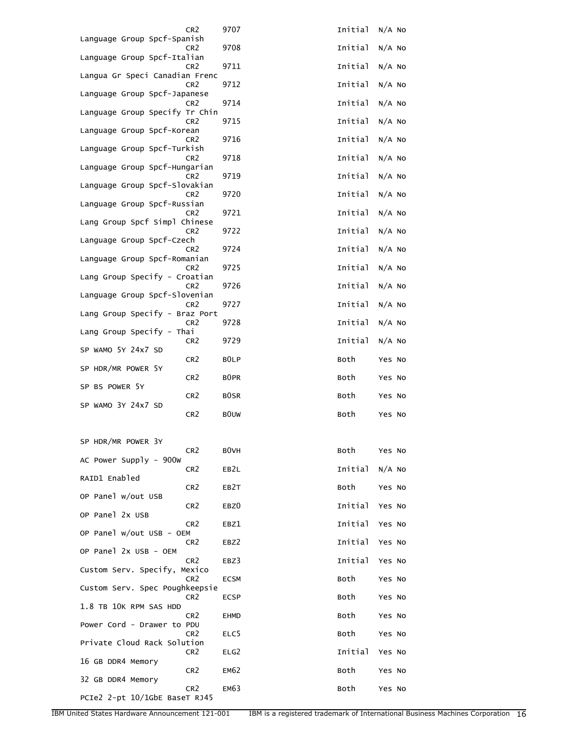| | | | | | |
|---|---|---|---|---|---|
| | CR2 | 9707 | Initial | N/A | No |
| Language Group Spcf-Spanish | CR2 | 9708 | Initial | N/A | No |
| Language Group Spcf-Italian | CR2 | 9711 | Initial | N/A | No |
| Langua Gr Speci Canadian Frenc | CR2 | 9712 | Initial | N/A | No |
| Language Group Spcf-Japanese | CR2 | 9714 | Initial | N/A | No |
| Language Group Specify Tr Chin | CR2 | 9715 | Initial | N/A | No |
| Language Group Spcf-Korean | CR2 | 9716 | Initial | N/A | No |
| Language Group Spcf-Turkish | CR2 | 9718 | Initial | N/A | No |
| Language Group Spcf-Hungarian | CR2 | 9719 | Initial | N/A | No |
| Language Group Spcf-Slovakian | CR2 | 9720 | Initial | N/A | No |
| Language Group Spcf-Russian | CR2 | 9721 | Initial | N/A | No |
| Lang Group Spcf Simpl Chinese | CR2 | 9722 | Initial | N/A | No |
| Language Group Spcf-Czech | CR2 | 9724 | Initial | N/A | No |
| Language Group Spcf-Romanian | CR2 | 9725 | Initial | N/A | No |
| Lang Group Specify - Croatian | CR2 | 9726 | Initial | N/A | No |
| Language Group Spcf-Slovenian | CR2 | 9727 | Initial | N/A | No |
| Lang Group Specify - Braz Port | CR2 | 9728 | Initial | N/A | No |
| Lang Group Specify - Thai | CR2 | 9729 | Initial | N/A | No |
| SP WAMO 5Y 24x7 SD | CR2 | B0LP | Both | Yes | No |
| SP HDR/MR POWER 5Y | CR2 | B0PR | Both | Yes | No |
| SP BS POWER 5Y | CR2 | B0SR | Both | Yes | No |
| SP WAMO 3Y 24x7 SD | CR2 | B0UW | Both | Yes | No |
| SP HDR/MR POWER 3Y | CR2 | B0VH | Both | Yes | No |
| AC Power Supply - 900W | CR2 | EB2L | Initial | N/A | No |
| RAID1 Enabled | CR2 | EB2T | Both | Yes | No |
| OP Panel w/out USB | CR2 | EBZ0 | Initial | Yes | No |
| OP Panel 2x USB | CR2 | EBZ1 | Initial | Yes | No |
| OP Panel w/out USB - OEM | CR2 | EBZ2 | Initial | Yes | No |
| OP Panel 2x USB - OEM | CR2 | EBZ3 | Initial | Yes | No |
| Custom Serv. Specify, Mexico | CR2 | ECSM | Both | Yes | No |
| Custom Serv. Spec Poughkeepsie | CR2 | ECSP | Both | Yes | No |
| 1.8 TB 10K RPM SAS HDD | CR2 | EHMD | Both | Yes | No |
| Power Cord - Drawer to PDU | CR2 | ELC5 | Both | Yes | No |
| Private Cloud Rack Solution | CR2 | ELG2 | Initial | Yes | No |
| 16 GB DDR4 Memory | CR2 | EM62 | Both | Yes | No |
| 32 GB DDR4 Memory | CR2 | EM63 | Both | Yes | No |
| PCIe2 2-pt 10/1GbE BaseT RJ45 | | | | | |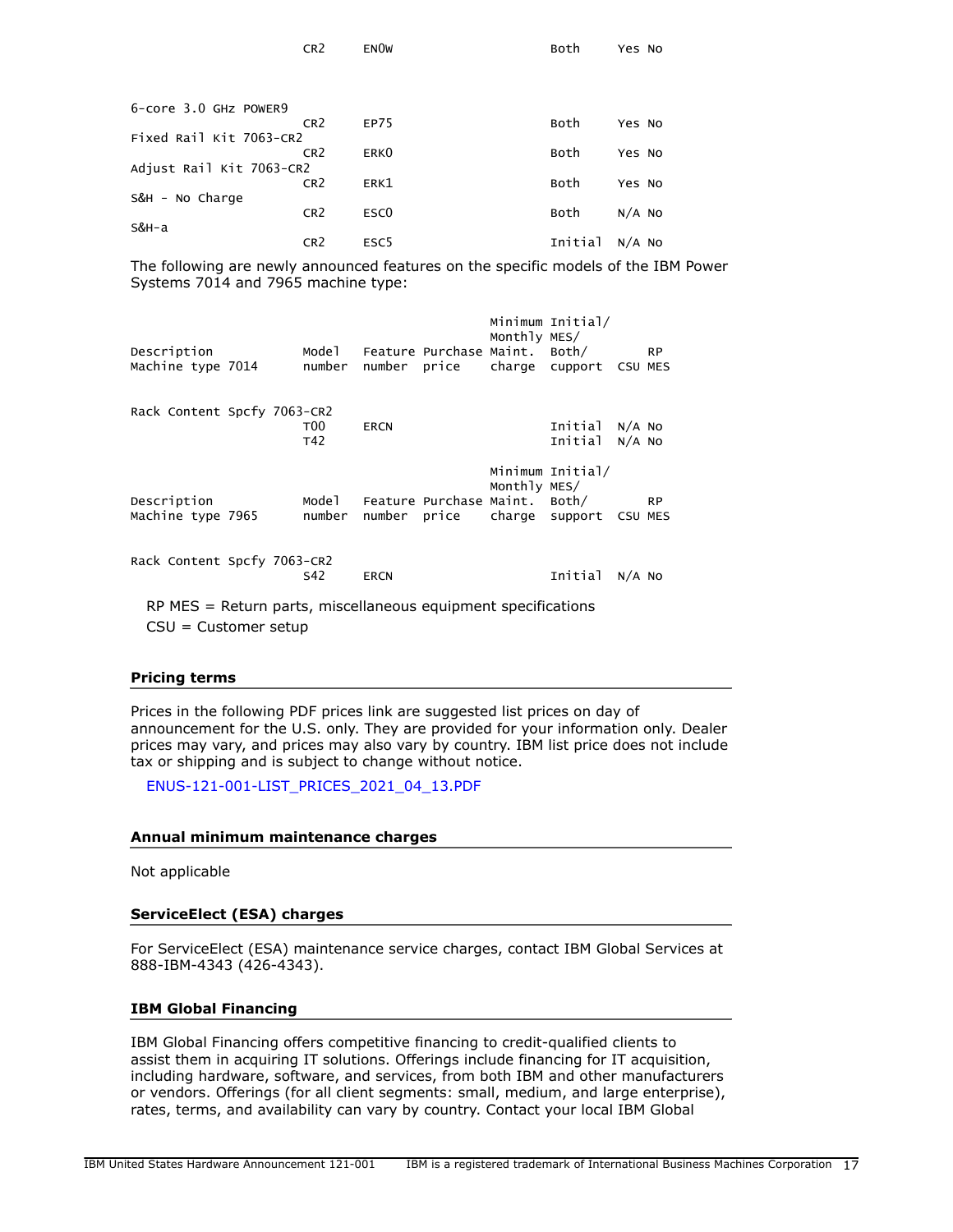| Description | Model number | Feature number | Purchase price | Minimum Monthly Maint. charge | Initial/ MES/ Both/ support | CSU | RP MES |
|---|---|---|---|---|---|---|---|
| | CR2 | ENOW | | | Both | Yes | No |
| 6-core 3.0 GHz POWER9 | CR2 | EP75 | | | Both | Yes | No |
| Fixed Rail Kit 7063-CR2 | CR2 | ERK0 | | | Both | Yes | No |
| Adjust Rail Kit 7063-CR2 | CR2 | ERK1 | | | Both | Yes | No |
| S&H - No Charge | CR2 | ESC0 | | | Both | N/A | No |
| S&H-a | CR2 | ESC5 | | | Initial | N/A | No |

The following are newly announced features on the specific models of the IBM Power Systems 7014 and 7965 machine type:

| Description Machine type 7014 | Model number | Feature number | Purchase price | Minimum Monthly Maint. charge | Initial/ MES/ Both/ support | CSU | RP MES |
|---|---|---|---|---|---|---|---|
| Rack Content Spcfy 7063-CR2 | T00 | ERCN | | | Initial | N/A | No |
| | T42 | | | | Initial | N/A | No |

| Description Machine type 7965 | Model number | Feature number | Purchase price | Minimum Monthly Maint. charge | Initial/ MES/ Both/ support | CSU | RP MES |
|---|---|---|---|---|---|---|---|
| Rack Content Spcfy 7063-CR2 | S42 | ERCN | | | Initial | N/A | No |

RP MES = Return parts, miscellaneous equipment specifications

CSU = Customer setup

## Pricing terms

Prices in the following PDF prices link are suggested list prices on day of announcement for the U.S. only. They are provided for your information only. Dealer prices may vary, and prices may also vary by country. IBM list price does not include tax or shipping and is subject to change without notice.

ENUS-121-001-LIST_PRICES_2021_04_13.PDF

## Annual minimum maintenance charges

Not applicable

## ServiceElect (ESA) charges

For ServiceElect (ESA) maintenance service charges, contact IBM Global Services at 888-IBM-4343 (426-4343).

## IBM Global Financing

IBM Global Financing offers competitive financing to credit-qualified clients to assist them in acquiring IT solutions. Offerings include financing for IT acquisition, including hardware, software, and services, from both IBM and other manufacturers or vendors. Offerings (for all client segments: small, medium, and large enterprise), rates, terms, and availability can vary by country. Contact your local IBM Global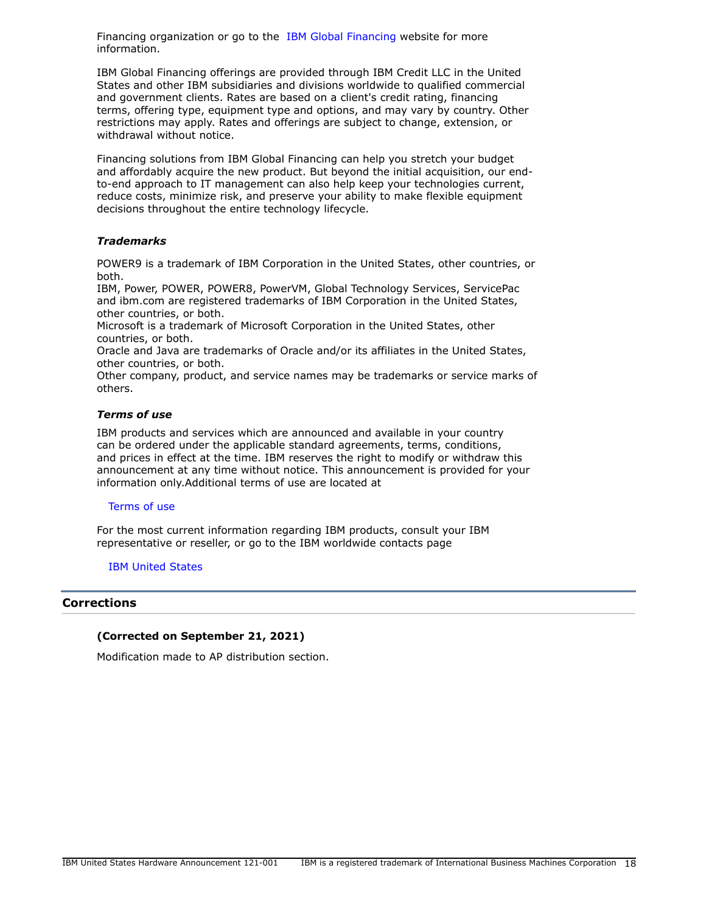Financing organization or go to the IBM Global Financing website for more information.

IBM Global Financing offerings are provided through IBM Credit LLC in the United States and other IBM subsidiaries and divisions worldwide to qualified commercial and government clients. Rates are based on a client's credit rating, financing terms, offering type, equipment type and options, and may vary by country. Other restrictions may apply. Rates and offerings are subject to change, extension, or withdrawal without notice.

Financing solutions from IBM Global Financing can help you stretch your budget and affordably acquire the new product. But beyond the initial acquisition, our end-to-end approach to IT management can also help keep your technologies current, reduce costs, minimize risk, and preserve your ability to make flexible equipment decisions throughout the entire technology lifecycle.

### *Trademarks*

POWER9 is a trademark of IBM Corporation in the United States, other countries, or both.
IBM, Power, POWER, POWER8, PowerVM, Global Technology Services, ServicePac and ibm.com are registered trademarks of IBM Corporation in the United States, other countries, or both.
Microsoft is a trademark of Microsoft Corporation in the United States, other countries, or both.
Oracle and Java are trademarks of Oracle and/or its affiliates in the United States, other countries, or both.
Other company, product, and service names may be trademarks or service marks of others.

### *Terms of use*

IBM products and services which are announced and available in your country can be ordered under the applicable standard agreements, terms, conditions, and prices in effect at the time. IBM reserves the right to modify or withdraw this announcement at any time without notice. This announcement is provided for your information only.Additional terms of use are located at

Terms of use

For the most current information regarding IBM products, consult your IBM representative or reseller, or go to the IBM worldwide contacts page

IBM United States

## Corrections

**(Corrected on September 21, 2021)**

Modification made to AP distribution section.